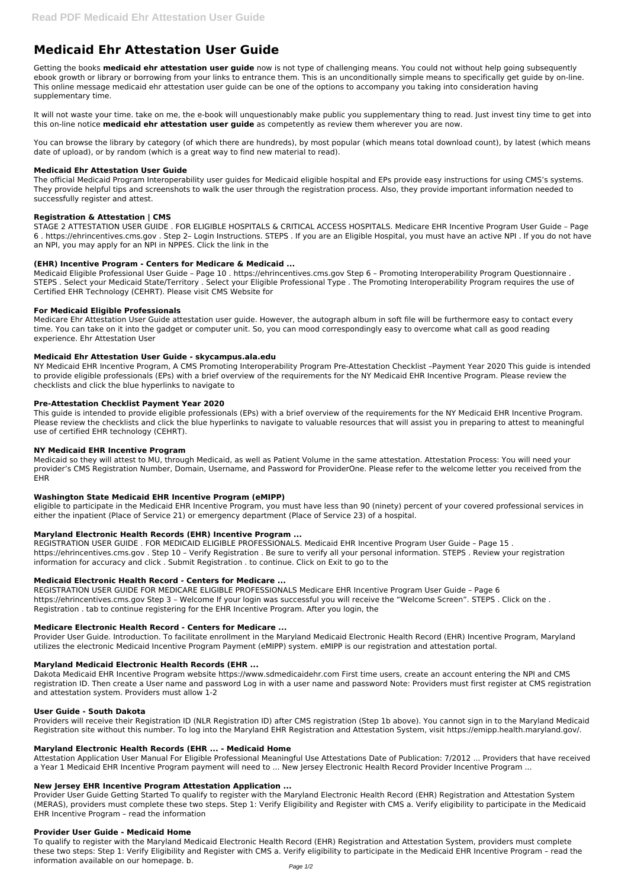# Medicaid Ehr Attestation User Guide

Getting the books **medicaid ehr attestation user guide** now is not type of challenging means. You could not without help going subsequently ebook growth or library or borrowing from your links to entrance them. This is an unconditionally simple means to specifically get guide by on-line. This online message medicaid ehr attestation user guide can be one of the options to accompany you taking into consideration having supplementary time.

It will not waste your time. take on me, the e-book will unquestionably make public you supplementary thing to read. Just invest tiny time to get into this on-line notice **medicaid ehr attestation user guide** as competently as review them wherever you are now.

You can browse the library by category (of which there are hundreds), by most popular (which means total download count), by latest (which means date of upload), or by random (which is a great way to find new material to read).

### Medicaid Ehr Attestation User Guide

The official Medicaid Program Interoperability user guides for Medicaid eligible hospital and EPs provide easy instructions for using CMS's systems. They provide helpful tips and screenshots to walk the user through the registration process. Also, they provide important information needed to successfully register and attest.

### Registration & Attestation | CMS

STAGE 2 ATTESTATION USER GUIDE . FOR ELIGIBLE HOSPITALS & CRITICAL ACCESS HOSPITALS. Medicare EHR Incentive Program User Guide – Page 6 . https://ehrincentives.cms.gov . Step 2– Login Instructions. STEPS . If you are an Eligible Hospital, you must have an active NPI . If you do not have an NPI, you may apply for an NPI in NPPES. Click the link in the

### (EHR) Incentive Program - Centers for Medicare & Medicaid ...

Medicaid Eligible Professional User Guide – Page 10 . https://ehrincentives.cms.gov Step 6 – Promoting Interoperability Program Questionnaire . STEPS . Select your Medicaid State/Territory . Select your Eligible Professional Type . The Promoting Interoperability Program requires the use of Certified EHR Technology (CEHRT). Please visit CMS Website for

### For Medicaid Eligible Professionals

Medicare Ehr Attestation User Guide attestation user guide. However, the autograph album in soft file will be furthermore easy to contact every time. You can take on it into the gadget or computer unit. So, you can mood correspondingly easy to overcome what call as good reading experience. Ehr Attestation User

### Medicaid Ehr Attestation User Guide - skycampus.ala.edu

NY Medicaid EHR Incentive Program, A CMS Promoting Interoperability Program Pre-Attestation Checklist –Payment Year 2020 This guide is intended to provide eligible professionals (EPs) with a brief overview of the requirements for the NY Medicaid EHR Incentive Program. Please review the checklists and click the blue hyperlinks to navigate to

### Pre-Attestation Checklist Payment Year 2020

This guide is intended to provide eligible professionals (EPs) with a brief overview of the requirements for the NY Medicaid EHR Incentive Program. Please review the checklists and click the blue hyperlinks to navigate to valuable resources that will assist you in preparing to attest to meaningful use of certified EHR technology (CEHRT).

### NY Medicaid EHR Incentive Program

Medicaid so they will attest to MU, through Medicaid, as well as Patient Volume in the same attestation. Attestation Process: You will need your provider's CMS Registration Number, Domain, Username, and Password for ProviderOne. Please refer to the welcome letter you received from the EHR

### Washington State Medicaid EHR Incentive Program (eMIPP)

eligible to participate in the Medicaid EHR Incentive Program, you must have less than 90 (ninety) percent of your covered professional services in either the inpatient (Place of Service 21) or emergency department (Place of Service 23) of a hospital.

### Maryland Electronic Health Records (EHR) Incentive Program ...

REGISTRATION USER GUIDE . FOR MEDICAID ELIGIBLE PROFESSIONALS. Medicaid EHR Incentive Program User Guide – Page 15 . https://ehrincentives.cms.gov . Step 10 – Verify Registration . Be sure to verify all your personal information. STEPS . Review your registration information for accuracy and click . Submit Registration . to continue. Click on Exit to go to the

### Medicaid Electronic Health Record - Centers for Medicare ...

REGISTRATION USER GUIDE FOR MEDICARE ELIGIBLE PROFESSIONALS Medicare EHR Incentive Program User Guide – Page 6 https://ehrincentives.cms.gov Step 3 – Welcome If your login was successful you will receive the "Welcome Screen". STEPS . Click on the . Registration . tab to continue registering for the EHR Incentive Program. After you login, the

### Medicare Electronic Health Record - Centers for Medicare ...

Provider User Guide. Introduction. To facilitate enrollment in the Maryland Medicaid Electronic Health Record (EHR) Incentive Program, Maryland utilizes the electronic Medicaid Incentive Program Payment (eMIPP) system. eMIPP is our registration and attestation portal.

### Maryland Medicaid Electronic Health Records (EHR ...

Dakota Medicaid EHR Incentive Program website https://www.sdmedicaidehr.com First time users, create an account entering the NPI and CMS registration ID. Then create a User name and password Log in with a user name and password Note: Providers must first register at CMS registration and attestation system. Providers must allow 1-2

### User Guide - South Dakota

Providers will receive their Registration ID (NLR Registration ID) after CMS registration (Step 1b above). You cannot sign in to the Maryland Medicaid Registration site without this number. To log into the Maryland EHR Registration and Attestation System, visit https://emipp.health.maryland.gov/.

### Maryland Electronic Health Records (EHR ... - Medicaid Home

Attestation Application User Manual For Eligible Professional Meaningful Use Attestations Date of Publication: 7/2012 ... Providers that have received a Year 1 Medicaid EHR Incentive Program payment will need to ... New Jersey Electronic Health Record Provider Incentive Program ...

### New Jersey EHR Incentive Program Attestation Application ...

Provider User Guide Getting Started To qualify to register with the Maryland Electronic Health Record (EHR) Registration and Attestation System (MERAS), providers must complete these two steps. Step 1: Verify Eligibility and Register with CMS a. Verify eligibility to participate in the Medicaid EHR Incentive Program – read the information

### Provider User Guide - Medicaid Home

To qualify to register with the Maryland Medicaid Electronic Health Record (EHR) Registration and Attestation System, providers must complete these two steps: Step 1: Verify Eligibility and Register with CMS a. Verify eligibility to participate in the Medicaid EHR Incentive Program – read the information available on our homepage. b.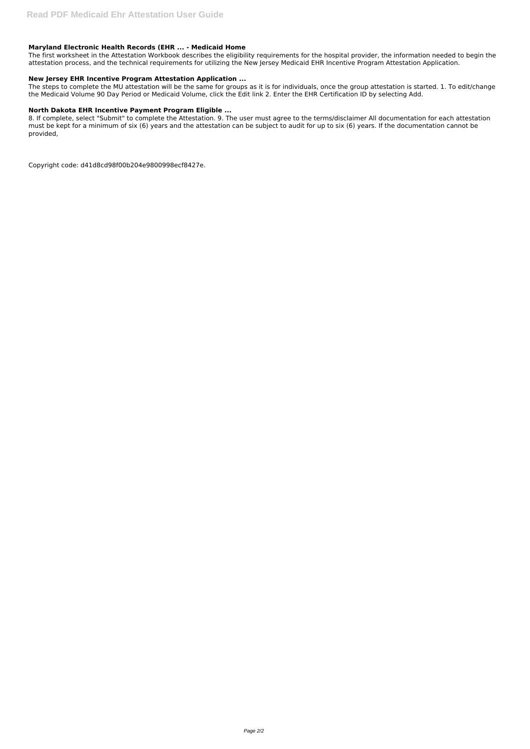### Maryland Electronic Health Records (EHR ... - Medicaid Home

The first worksheet in the Attestation Workbook describes the eligibility requirements for the hospital provider, the information needed to begin the attestation process, and the technical requirements for utilizing the New Jersey Medicaid EHR Incentive Program Attestation Application.

### New Jersey EHR Incentive Program Attestation Application ...

The steps to complete the MU attestation will be the same for groups as it is for individuals, once the group attestation is started. 1. To edit/change the Medicaid Volume 90 Day Period or Medicaid Volume, click the Edit link 2. Enter the EHR Certification ID by selecting Add.

### North Dakota EHR Incentive Payment Program Eligible ...

8. If complete, select "Submit" to complete the Attestation. 9. The user must agree to the terms/disclaimer All documentation for each attestation must be kept for a minimum of six (6) years and the attestation can be subject to audit for up to six (6) years. If the documentation cannot be provided,

Copyright code: d41d8cd98f00b204e9800998ecf8427e.